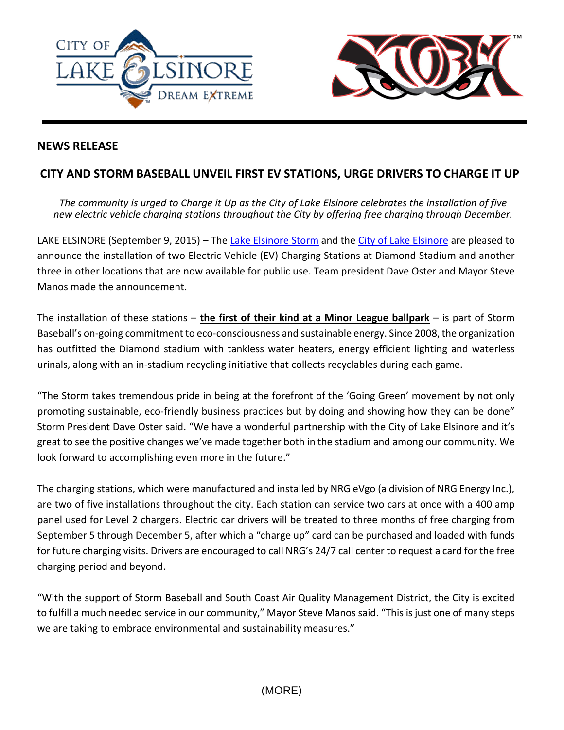## NEWS RELEASE

## CITY AND STORM BASEBALL UNVEIL FIRST EV STATIONS, URGE DRIVERS TO CHARGE IT UP

*The community is urged to Charge it Up as the City of Lake Elsinore celebrates the installation of five new electric vehicle charging stations throughout the City by offering free charging through December.*

LAKE ELSINORE (September 9, 2015) – The Lake Elsinore Storm and the City of Lake Elsinore are pleased to announce the installation of two Electric Vehicle (EV) Charging Stations at Diamond Stadium and another three in other locations that are now available for public use. Team president Dave Oster and Mayor Steve Manos made the announcement.

The installation of these stations – **the first of their kind at a Minor League ballpark** – is part of Storm Baseball's on-going commitment to eco-consciousness and sustainable energy. Since 2008, the organization has outfitted the Diamond stadium with tankless water heaters, energy efficient lighting and waterless urinals, along with an in-stadium recycling initiative that collects recyclables during each game.

"The Storm takes tremendous pride in being at the forefront of the 'Going Green' movement by not only promoting sustainable, eco-friendly business practices but by doing and showing how they can be done" Storm President Dave Oster said. "We have a wonderful partnership with the City of Lake Elsinore and it's great to see the positive changes we've made together both in the stadium and among our community. We look forward to accomplishing even more in the future."

The charging stations, which were manufactured and installed by NRG eVgo (a division of NRG Energy Inc.), are two of five installations throughout the city. Each station can service two cars at once with a 400 amp panel used for Level 2 chargers. Electric car drivers will be treated to three months of free charging from September 5 through December 5, after which a "charge up" card can be purchased and loaded with funds for future charging visits. Drivers are encouraged to call NRG's 24/7 call center to request a card for the free charging period and beyond.

"With the support of Storm Baseball and South Coast Air Quality Management District, the City is excited to fulfill a much needed service in our community," Mayor Steve Manos said. "This is just one of many steps we are taking to embrace environmental and sustainability measures."

(MORE)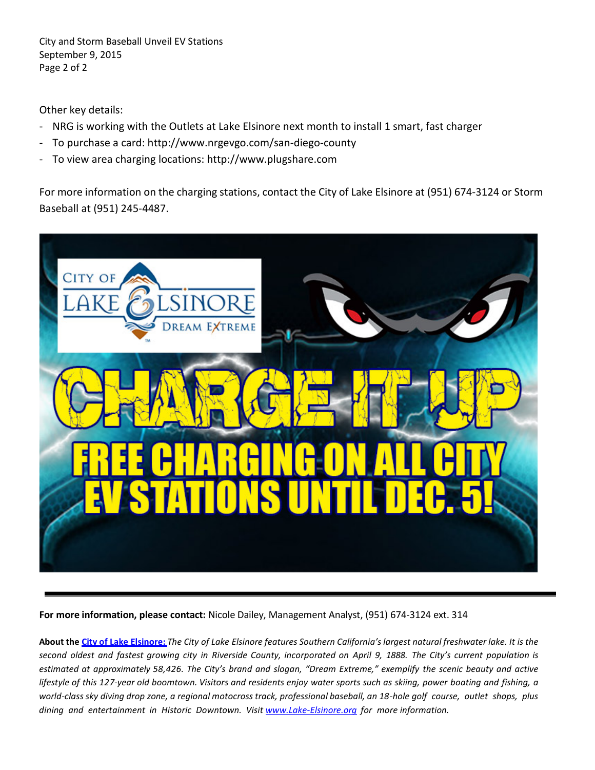Other key details:

- NRG is working with the Outlets at Lake Elsinore next month to install 1 smart, fast charger
- To purchase a card: http://www.nrgevgo.com/san-diego-county
- To view area charging locations: http://www.plugshare.com

For more information on the charging stations, contact the City of Lake Elsinore at (951) 674-3124 or Storm Baseball at (951) 245-4487.

CITY OF LAKE ELSINORE DREAM EXTREME

CHARGE IT UP

FREE CHARGING ON ALL CITY EV STATIONS UNTIL DEC. 5!

---

**For more information, please contact:** Nicole Dailey, Management Analyst, (951) 674-3124 ext. 314

**About the City of Lake Elsinore:** *The City of Lake Elsinore features Southern California's largest natural freshwater lake. It is the second oldest and fastest growing city in Riverside County, incorporated on April 9, 1888. The City's current population is estimated at approximately 58,426. The City's brand and slogan, "Dream Extreme," exemplify the scenic beauty and active lifestyle of this 127-year old boomtown. Visitors and residents enjoy water sports such as skiing, power boating and fishing, a world-class sky diving drop zone, a regional motocross track, professional baseball, an 18-hole golf course, outlet shops, plus dining and entertainment in Historic Downtown. Visit www.Lake-Elsinore.org for more information.*